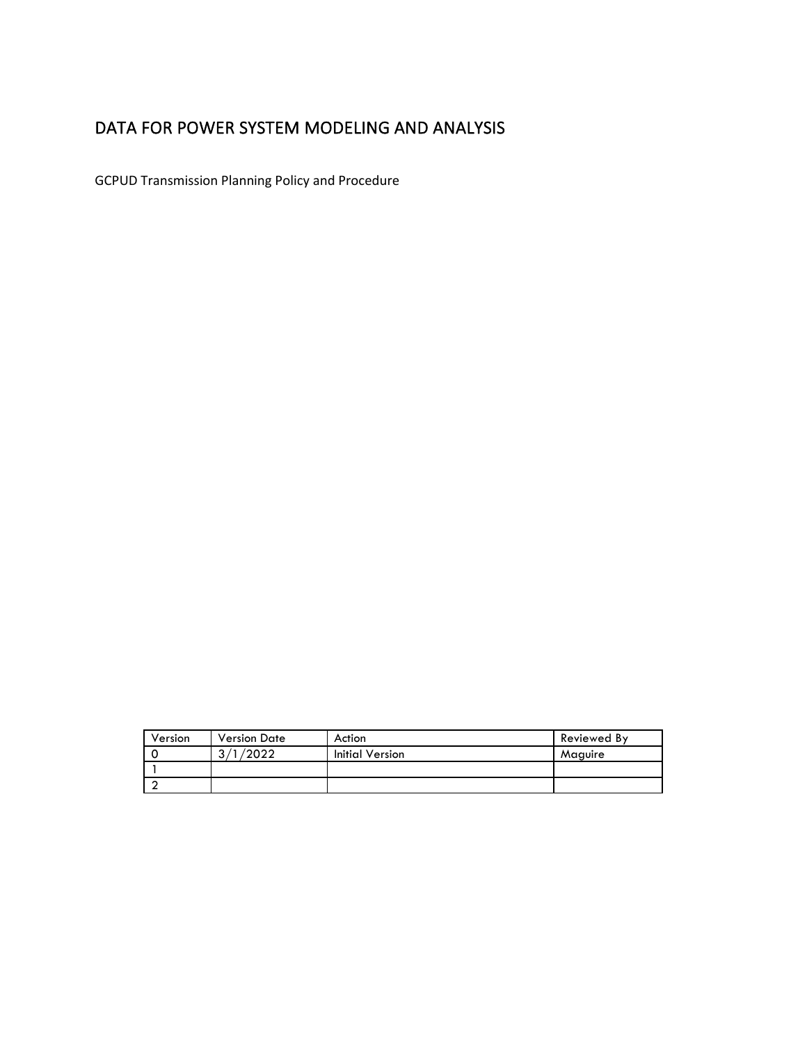# DATA FOR POWER SYSTEM MODELING AND ANALYSIS

GCPUD Transmission Planning Policy and Procedure

| Version | Version Date | Action | Reviewed By |
|---|---|---|---|
| 0 | 3/1/2022 | Initial Version | Maguire |
| 1 | | | |
| 2 | | | |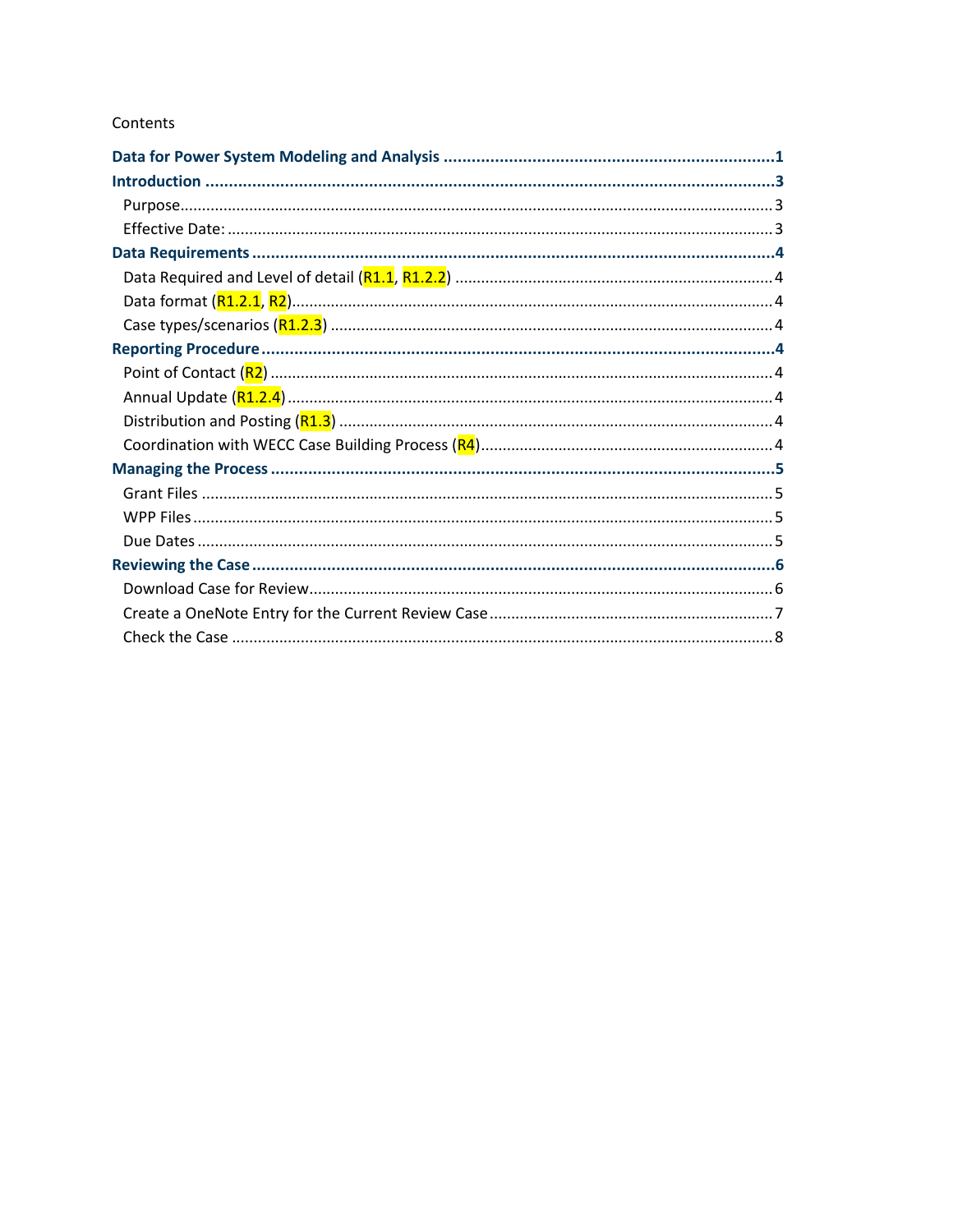Contents

- **Data for Power System Modeling and Analysis** ....................................................................1
- **Introduction** ...................................................................................................................3
  - Purpose...........................................................................................................................3
  - Effective Date: ..................................................................................................................3
- **Data Requirements** ........................................................................................................4
  - Data Required and Level of detail (R1.1, R1.2.2) ...................................................................4
  - Data format (R1.2.1, R2)......................................................................................................4
  - Case types/scenarios (R1.2.3) ..............................................................................................4
- **Reporting Procedure** .......................................................................................................4
  - Point of Contact (R2) ..........................................................................................................4
  - Annual Update (R1.2.4).......................................................................................................4
  - Distribution and Posting (R1.3) ...........................................................................................4
  - Coordination with WECC Case Building Process (R4)..............................................................4
- **Managing the Process** .....................................................................................................5
  - Grant Files .......................................................................................................................5
  - WPP Files.........................................................................................................................5
  - Due Dates ........................................................................................................................5
- **Reviewing the Case** .........................................................................................................6
  - Download Case for Review...................................................................................................6
  - Create a OneNote Entry for the Current Review Case ..............................................................7
  - Check the Case .................................................................................................................8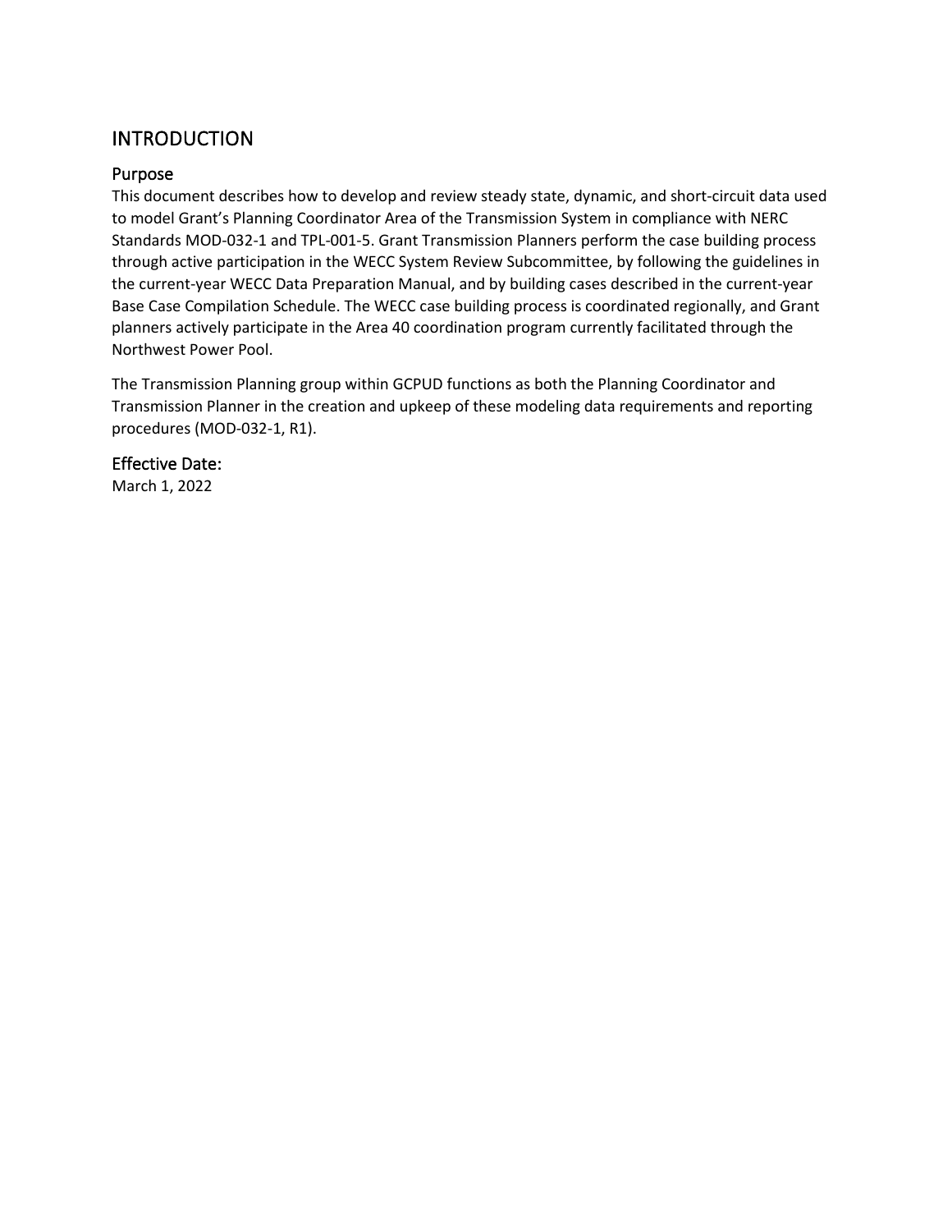# INTRODUCTION

## Purpose

This document describes how to develop and review steady state, dynamic, and short-circuit data used to model Grant's Planning Coordinator Area of the Transmission System in compliance with NERC Standards MOD-032-1 and TPL-001-5. Grant Transmission Planners perform the case building process through active participation in the WECC System Review Subcommittee, by following the guidelines in the current-year WECC Data Preparation Manual, and by building cases described in the current-year Base Case Compilation Schedule. The WECC case building process is coordinated regionally, and Grant planners actively participate in the Area 40 coordination program currently facilitated through the Northwest Power Pool.

The Transmission Planning group within GCPUD functions as both the Planning Coordinator and Transmission Planner in the creation and upkeep of these modeling data requirements and reporting procedures (MOD-032-1, R1).

## Effective Date:

March 1, 2022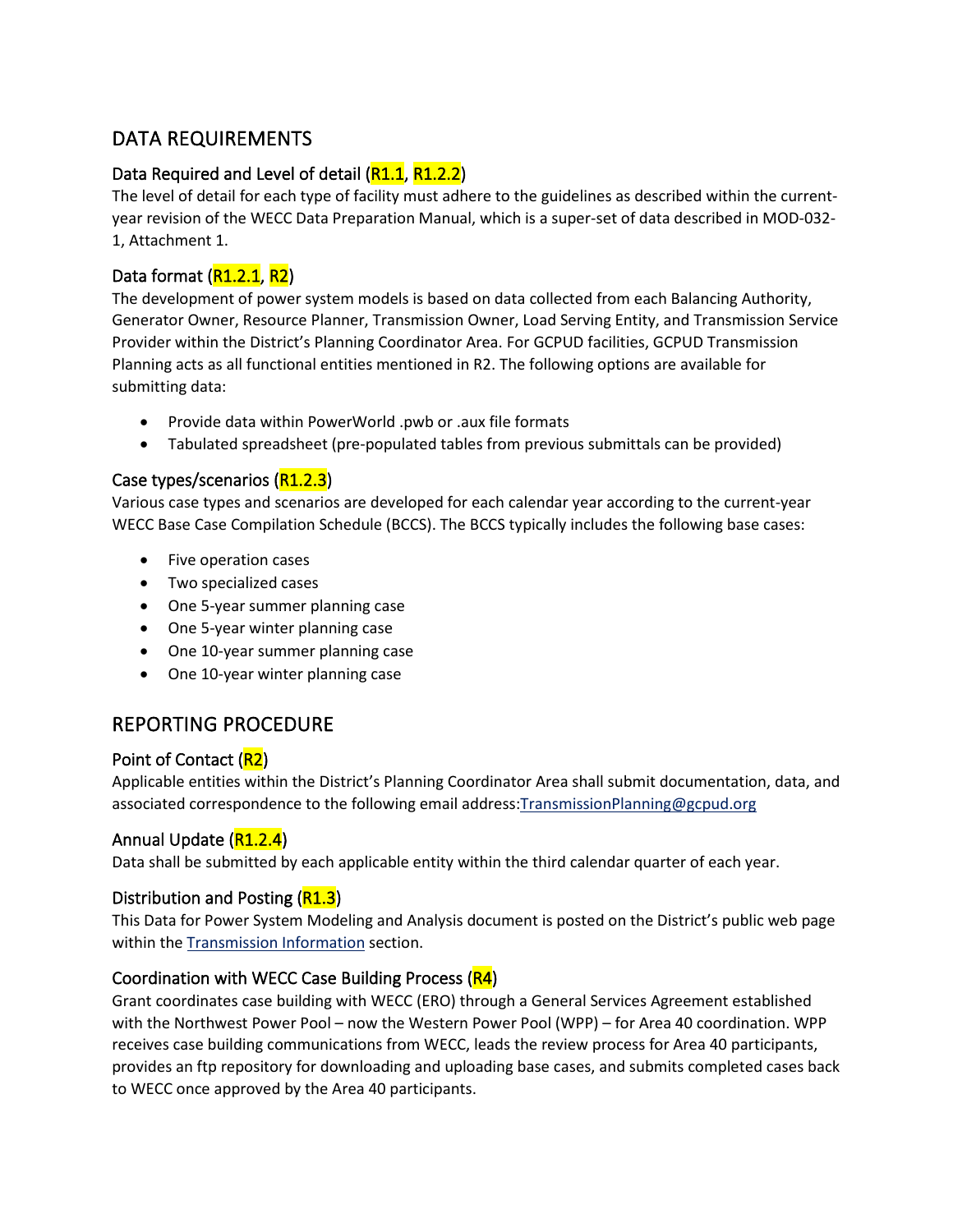## DATA REQUIREMENTS

### Data Required and Level of detail (R1.1, R1.2.2)

The level of detail for each type of facility must adhere to the guidelines as described within the current-year revision of the WECC Data Preparation Manual, which is a super-set of data described in MOD-032-1, Attachment 1.

### Data format (R1.2.1, R2)

The development of power system models is based on data collected from each Balancing Authority, Generator Owner, Resource Planner, Transmission Owner, Load Serving Entity, and Transmission Service Provider within the District's Planning Coordinator Area. For GCPUD facilities, GCPUD Transmission Planning acts as all functional entities mentioned in R2. The following options are available for submitting data:

- Provide data within PowerWorld .pwb or .aux file formats
- Tabulated spreadsheet (pre-populated tables from previous submittals can be provided)

### Case types/scenarios (R1.2.3)

Various case types and scenarios are developed for each calendar year according to the current-year WECC Base Case Compilation Schedule (BCCS). The BCCS typically includes the following base cases:

- Five operation cases
- Two specialized cases
- One 5-year summer planning case
- One 5-year winter planning case
- One 10-year summer planning case
- One 10-year winter planning case

## REPORTING PROCEDURE

### Point of Contact (R2)

Applicable entities within the District's Planning Coordinator Area shall submit documentation, data, and associated correspondence to the following email address:TransmissionPlanning@gcpud.org

### Annual Update (R1.2.4)

Data shall be submitted by each applicable entity within the third calendar quarter of each year.

### Distribution and Posting (R1.3)

This Data for Power System Modeling and Analysis document is posted on the District's public web page within the Transmission Information section.

### Coordination with WECC Case Building Process (R4)

Grant coordinates case building with WECC (ERO) through a General Services Agreement established with the Northwest Power Pool – now the Western Power Pool (WPP) – for Area 40 coordination. WPP receives case building communications from WECC, leads the review process for Area 40 participants, provides an ftp repository for downloading and uploading base cases, and submits completed cases back to WECC once approved by the Area 40 participants.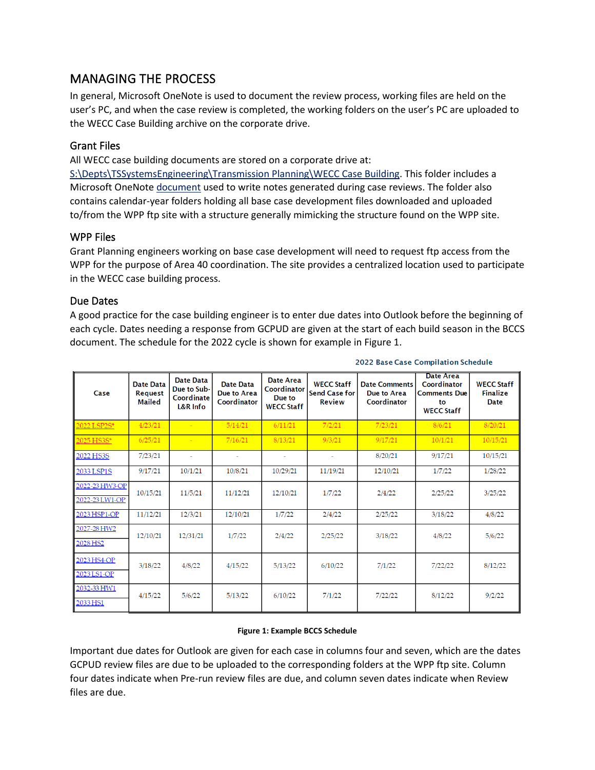# MANAGING THE PROCESS

In general, Microsoft OneNote is used to document the review process, working files are held on the user's PC, and when the case review is completed, the working folders on the user's PC are uploaded to the WECC Case Building archive on the corporate drive.

## Grant Files

All WECC case building documents are stored on a corporate drive at: S:\Depts\TSSystemsEngineering\Transmission Planning\WECC Case Building. This folder includes a Microsoft OneNote document used to write notes generated during case reviews. The folder also contains calendar-year folders holding all base case development files downloaded and uploaded to/from the WPP ftp site with a structure generally mimicking the structure found on the WPP site.

## WPP Files

Grant Planning engineers working on base case development will need to request ftp access from the WPP for the purpose of Area 40 coordination. The site provides a centralized location used to participate in the WECC case building process.

## Due Dates

A good practice for the case building engineer is to enter due dates into Outlook before the beginning of each cycle. Dates needing a response from GCPUD are given at the start of each build season in the BCCS document. The schedule for the 2022 cycle is shown for example in Figure 1.

**2022 Base Case Compilation Schedule**

| Case | Date Data Request Mailed | Date Data Due to Sub-Coordinate L&R Info | Date Data Due to Area Coordinator | Date Area Coordinator Due to WECC Staff | WECC Staff Send Case for Review | Date Comments Due to Area Coordinator | Date Area Coordinator Comments Due to WECC Staff | WECC Staff Finalize Date |
|---|---|---|---|---|---|---|---|---|
| 2022 LSP2S* | 4/23/21 | - | 5/14/21 | 6/11/21 | 7/2/21 | 7/23/21 | 8/6/21 | 8/20/21 |
| 2025 HS3S* | 6/25/21 | - | 7/16/21 | 8/13/21 | 9/3/21 | 9/17/21 | 10/1/21 | 10/15/21 |
| 2022 HS3S | 7/23/21 | - | - | - | - | 8/20/21 | 9/17/21 | 10/15/21 |
| 2033 LSP1S | 9/17/21 | 10/1/21 | 10/8/21 | 10/29/21 | 11/19/21 | 12/10/21 | 1/7/22 | 1/28/22 |
| 2022-23 HW3-OP<br>2022-23 LW1-OP | 10/15/21 | 11/5/21 | 11/12/21 | 12/10/21 | 1/7/22 | 2/4/22 | 2/25/22 | 3/25/22 |
| 2023 HSP1-OP | 11/12/21 | 12/3/21 | 12/10/21 | 1/7/22 | 2/4/22 | 2/25/22 | 3/18/22 | 4/8/22 |
| 2027-28 HW2<br>2028 HS2 | 12/10/21 | 12/31/21 | 1/7/22 | 2/4/22 | 2/25/22 | 3/18/22 | 4/8/22 | 5/6/22 |
| 2023 HS4-OP<br>2023 LS1-OP | 3/18/22 | 4/8/22 | 4/15/22 | 5/13/22 | 6/10/22 | 7/1/22 | 7/22/22 | 8/12/22 |
| 2032-33 HW1<br>2033 HS1 | 4/15/22 | 5/6/22 | 5/13/22 | 6/10/22 | 7/1/22 | 7/22/22 | 8/12/22 | 9/2/22 |

**Figure 1: Example BCCS Schedule**

Important due dates for Outlook are given for each case in columns four and seven, which are the dates GCPUD review files are due to be uploaded to the corresponding folders at the WPP ftp site. Column four dates indicate when Pre-run review files are due, and column seven dates indicate when Review files are due.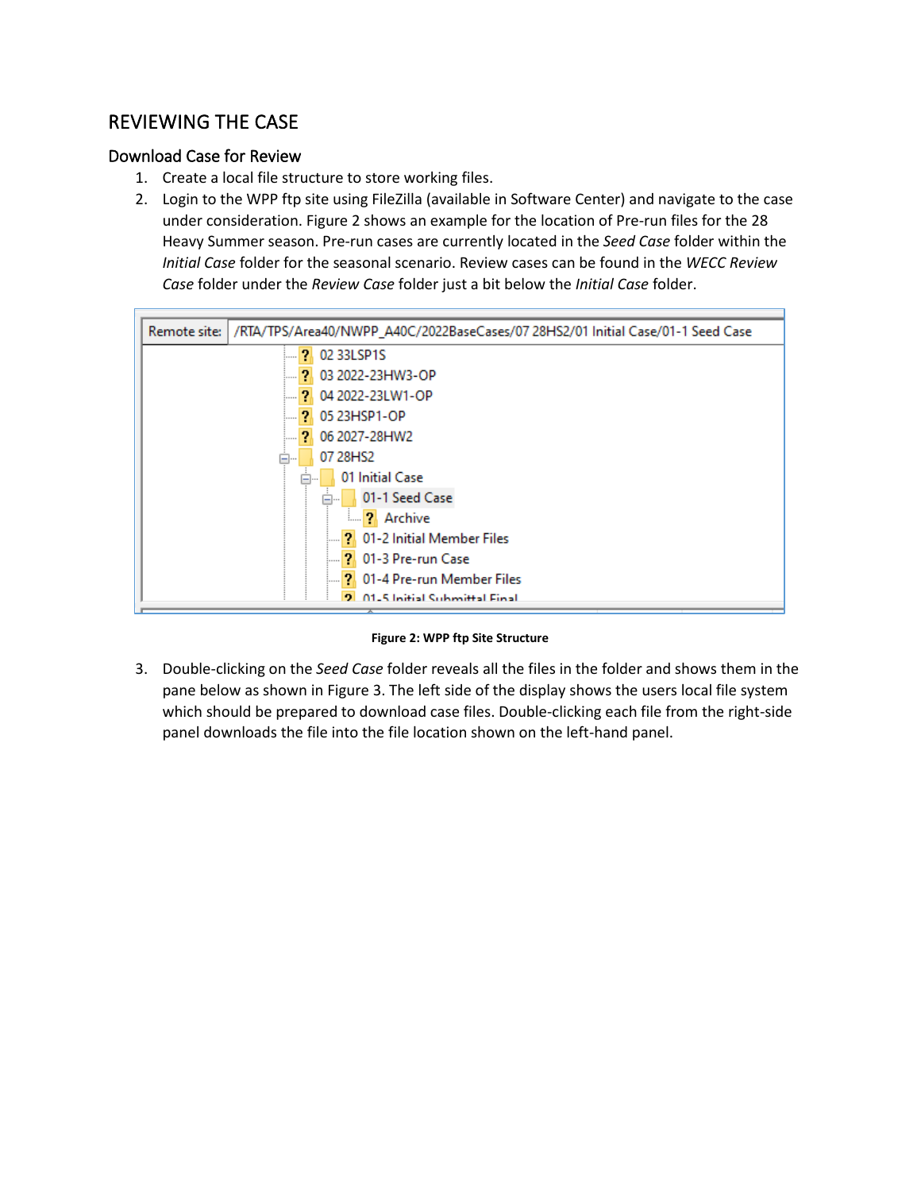# REVIEWING THE CASE

## Download Case for Review

1. Create a local file structure to store working files.
2. Login to the WPP ftp site using FileZilla (available in Software Center) and navigate to the case under consideration. Figure 2 shows an example for the location of Pre-run files for the 28 Heavy Summer season. Pre-run cases are currently located in the *Seed Case* folder within the *Initial Case* folder for the seasonal scenario. Review cases can be found in the *WECC Review Case* folder under the *Review Case* folder just a bit below the *Initial Case* folder.

Figure 2: WPP ftp Site Structure

3. Double-clicking on the *Seed Case* folder reveals all the files in the folder and shows them in the pane below as shown in Figure 3. The left side of the display shows the users local file system which should be prepared to download case files. Double-clicking each file from the right-side panel downloads the file into the file location shown on the left-hand panel.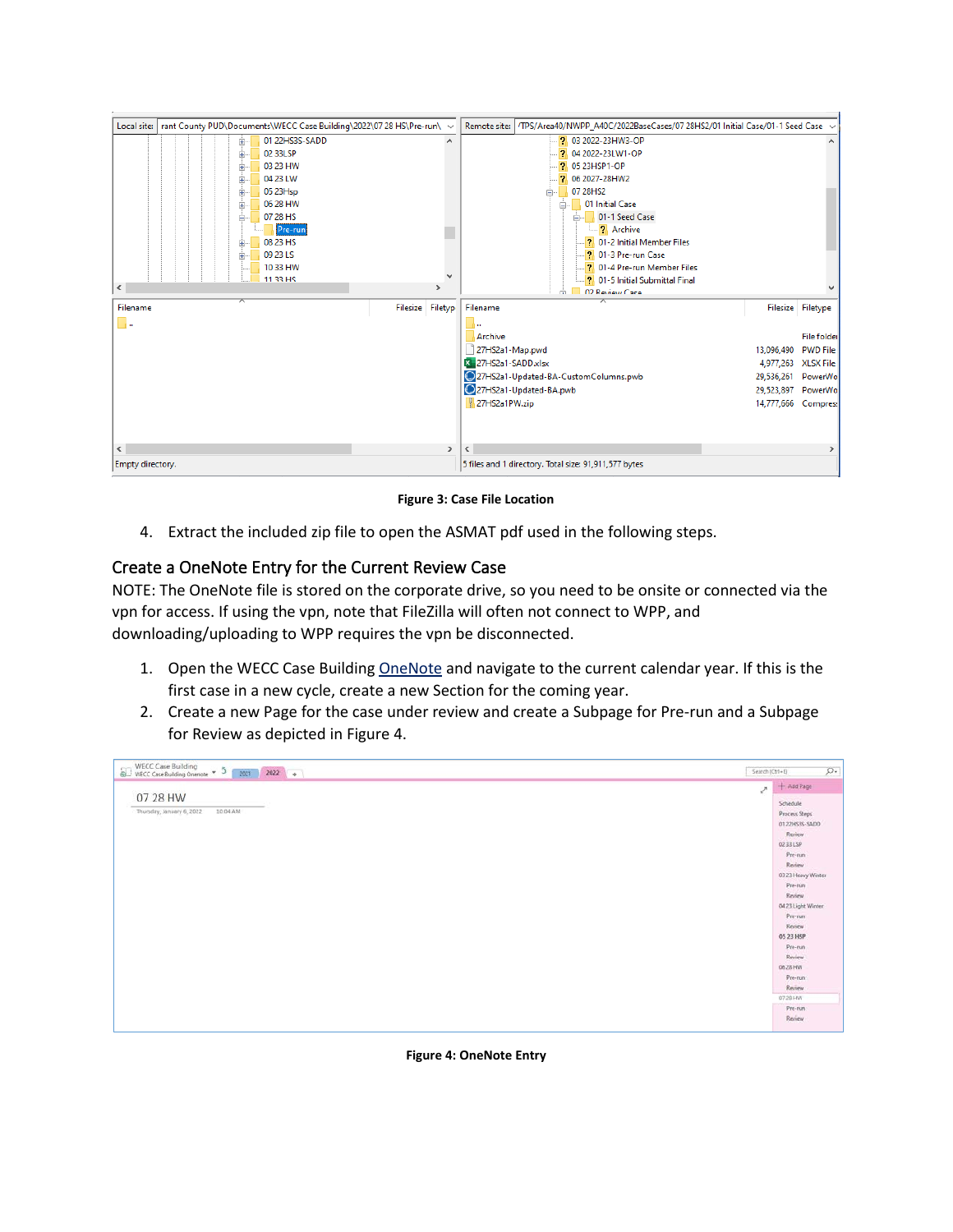Figure 3: Case File Location

4. Extract the included zip file to open the ASMAT pdf used in the following steps.

## Create a OneNote Entry for the Current Review Case

NOTE: The OneNote file is stored on the corporate drive, so you need to be onsite or connected via the vpn for access. If using the vpn, note that FileZilla will often not connect to WPP, and downloading/uploading to WPP requires the vpn be disconnected.

1. Open the WECC Case Building OneNote and navigate to the current calendar year. If this is the first case in a new cycle, create a new Section for the coming year.
2. Create a new Page for the case under review and create a Subpage for Pre-run and a Subpage for Review as depicted in Figure 4.

Figure 4: OneNote Entry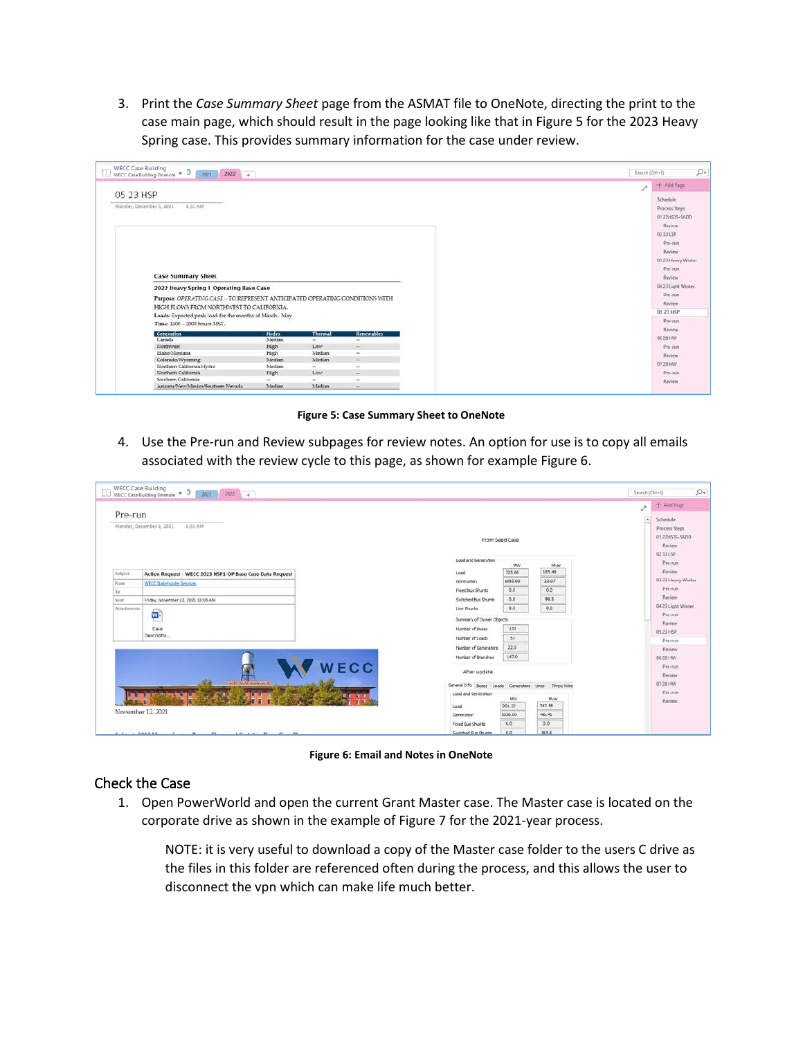3. Print the *Case Summary Sheet* page from the ASMAT file to OneNote, directing the print to the case main page, which should result in the page looking like that in Figure 5 for the 2023 Heavy Spring case. This provides summary information for the case under review.

**Figure 5: Case Summary Sheet to OneNote**

4. Use the Pre-run and Review subpages for review notes. An option for use is to copy all emails associated with the review cycle to this page, as shown for example Figure 6.

**Figure 6: Email and Notes in OneNote**

## Check the Case

1. Open PowerWorld and open the current Grant Master case. The Master case is located on the corporate drive as shown in the example of Figure 7 for the 2021-year process.

   NOTE: it is very useful to download a copy of the Master case folder to the users C drive as the files in this folder are referenced often during the process, and this allows the user to disconnect the vpn which can make life much better.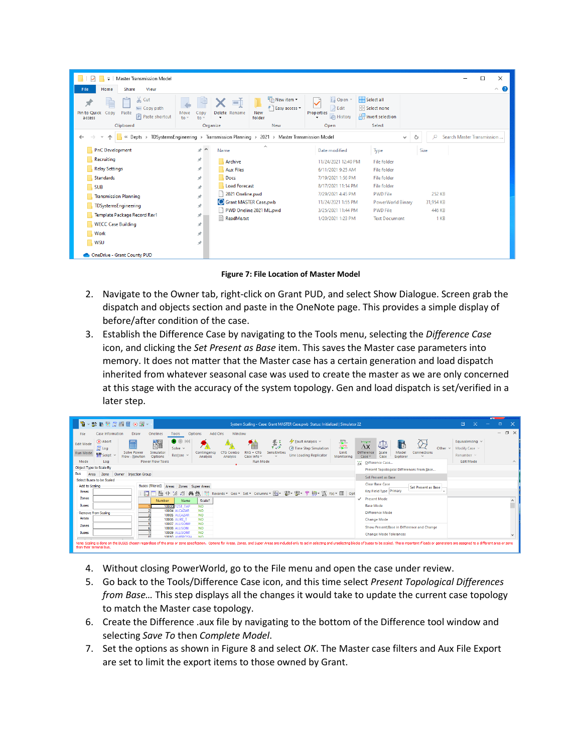**Figure 7: File Location of Master Model**

2. Navigate to the Owner tab, right-click on Grant PUD, and select Show Dialogue. Screen grab the dispatch and objects section and paste in the OneNote page. This provides a simple display of before/after condition of the case.
3. Establish the Difference Case by navigating to the Tools menu, selecting the *Difference Case* icon, and clicking the *Set Present as Base* item. This saves the Master case parameters into memory. It does not matter that the Master case has a certain generation and load dispatch inherited from whatever seasonal case was used to create the master as we are only concerned at this stage with the accuracy of the system topology. Gen and load dispatch is set/verified in a later step.

4. Without closing PowerWorld, go to the File menu and open the case under review.
5. Go back to the Tools/Difference Case icon, and this time select *Present Topological Differences from Base…* This step displays all the changes it would take to update the current case topology to match the Master case topology.
6. Create the Difference .aux file by navigating to the bottom of the Difference tool window and selecting *Save To* then *Complete Model*.
7. Set the options as shown in Figure 8 and select *OK*. The Master case filters and Aux File Export are set to limit the export items to those owned by Grant.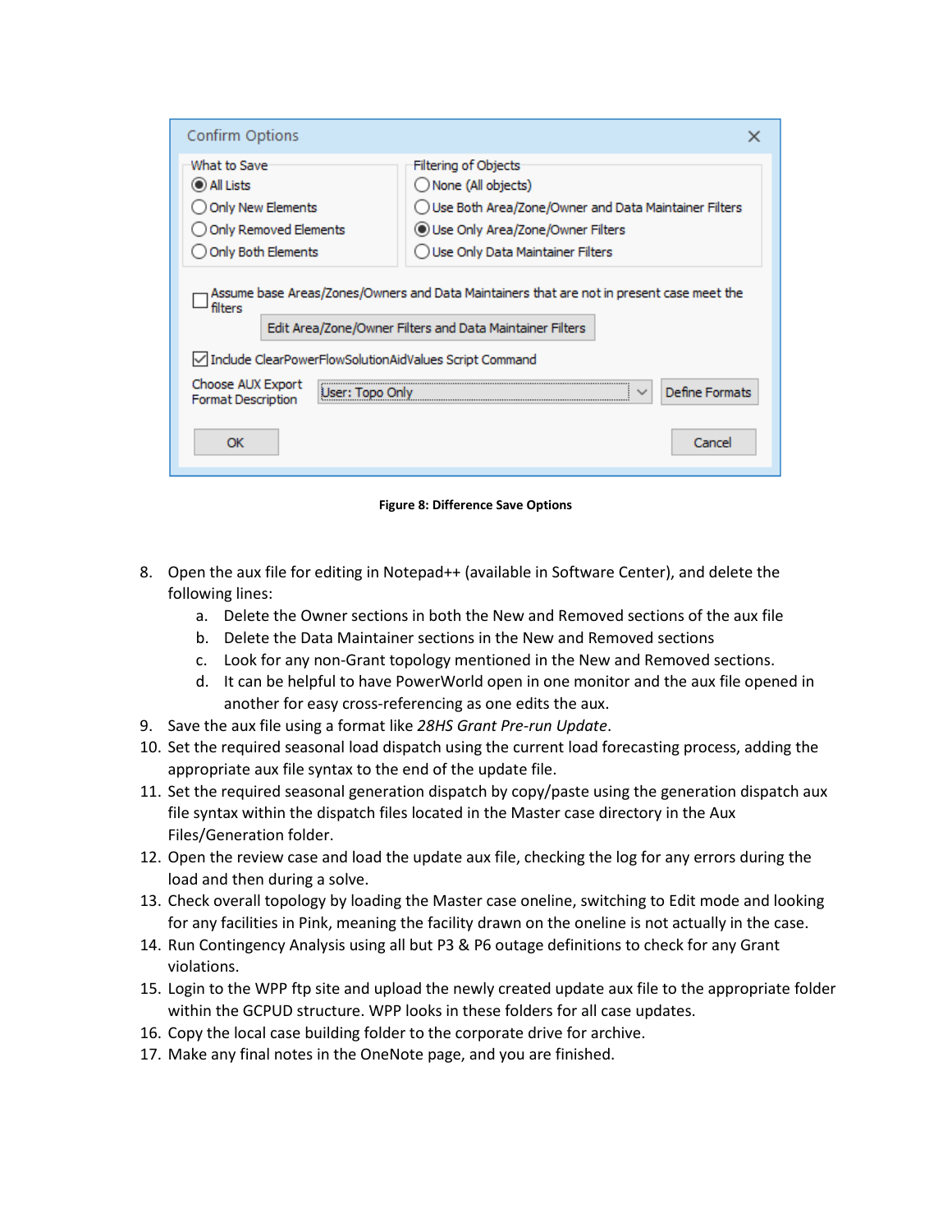Confirm Options

What to Save
- All Lists
- Only New Elements
- Only Removed Elements
- Only Both Elements

Filtering of Objects
- None (All objects)
- Use Both Area/Zone/Owner and Data Maintainer Filters
- Use Only Area/Zone/Owner Filters
- Use Only Data Maintainer Filters

Assume base Areas/Zones/Owners and Data Maintainers that are not in present case meet the filters

Edit Area/Zone/Owner Filters and Data Maintainer Filters

Include ClearPowerFlowSolutionAidValues Script Command

Choose AUX Export Format Description User: Topo Only Define Formats

OK Cancel

**Figure 8: Difference Save Options**

8. Open the aux file for editing in Notepad++ (available in Software Center), and delete the following lines:
    a. Delete the Owner sections in both the New and Removed sections of the aux file
    b. Delete the Data Maintainer sections in the New and Removed sections
    c. Look for any non-Grant topology mentioned in the New and Removed sections.
    d. It can be helpful to have PowerWorld open in one monitor and the aux file opened in another for easy cross-referencing as one edits the aux.
9. Save the aux file using a format like *28HS Grant Pre-run Update*.
10. Set the required seasonal load dispatch using the current load forecasting process, adding the appropriate aux file syntax to the end of the update file.
11. Set the required seasonal generation dispatch by copy/paste using the generation dispatch aux file syntax within the dispatch files located in the Master case directory in the Aux Files/Generation folder.
12. Open the review case and load the update aux file, checking the log for any errors during the load and then during a solve.
13. Check overall topology by loading the Master case oneline, switching to Edit mode and looking for any facilities in Pink, meaning the facility drawn on the oneline is not actually in the case.
14. Run Contingency Analysis using all but P3 & P6 outage definitions to check for any Grant violations.
15. Login to the WPP ftp site and upload the newly created update aux file to the appropriate folder within the GCPUD structure. WPP looks in these folders for all case updates.
16. Copy the local case building folder to the corporate drive for archive.
17. Make any final notes in the OneNote page, and you are finished.